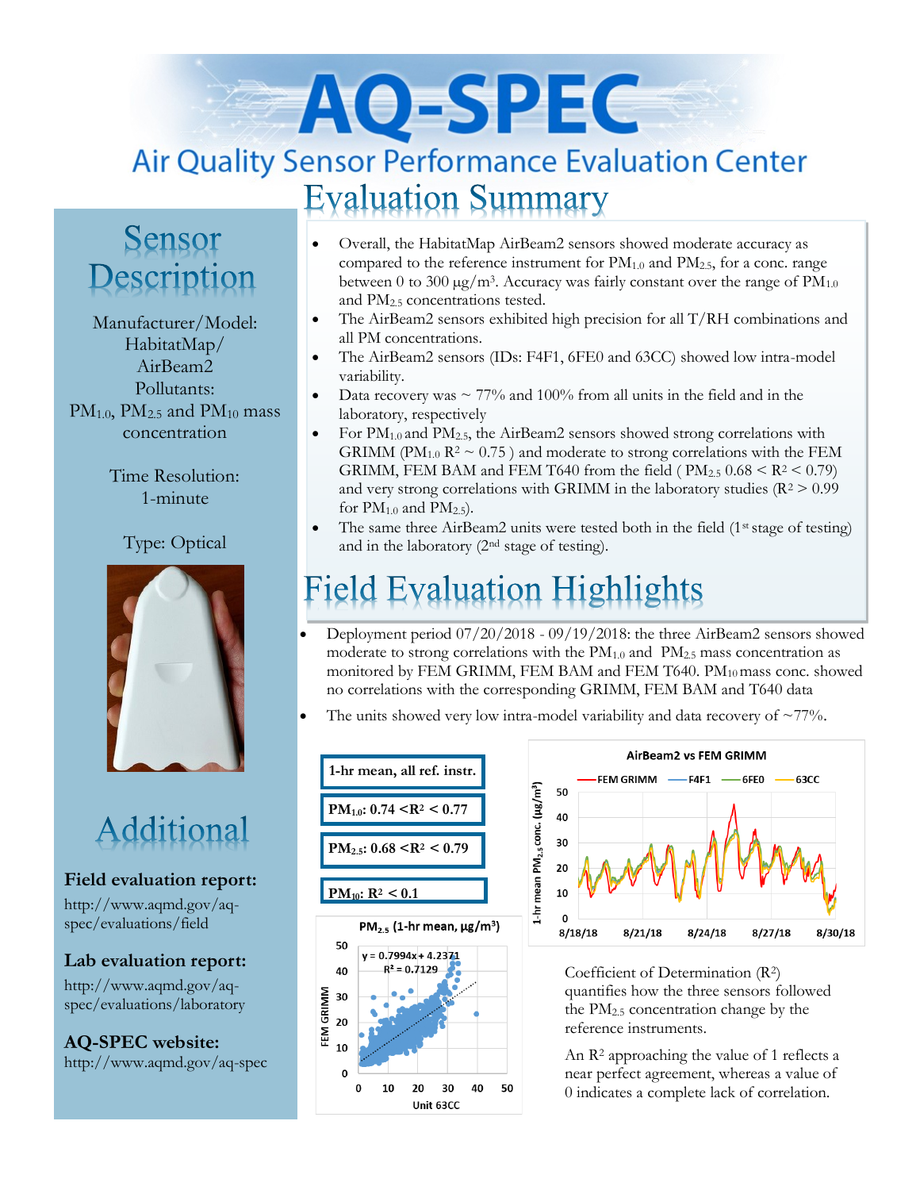# AQ-SPEC

## Air Quality Sensor Performance Evaluation Center

## Sensor Description

Manufacturer/Model: HabitatMap/ AirBeam2

Pollutants: $PM_{1.0}$, $PM_{2.5}$ and $PM_{10}$ mass concentration

Time Resolution: 1-minute

Type: Optical

## Evaluation Summary

- Overall, the HabitatMap AirBeam2 sensors showed moderate accuracy as compared to the reference instrument for $PM_{1.0}$ and $PM_{2.5}$, for a conc. range between 0 to 300 µg/m³. Accuracy was fairly constant over the range of $PM_{1.0}$ and $PM_{2.5}$ concentrations tested.
- The AirBeam2 sensors exhibited high precision for all T/RH combinations and all PM concentrations.
- The AirBeam2 sensors (IDs: F4F1, 6FE0 and 63CC) showed low intra-model variability.
- Data recovery was ~ 77% and 100% from all units in the field and in the laboratory, respectively
- For $PM_{1.0}$ and $PM_{2.5}$, the AirBeam2 sensors showed strong correlations with GRIMM ($PM_{1.0}$ $R^2$ ~ 0.75 ) and moderate to strong correlations with the FEM GRIMM, FEM BAM and FEM T640 from the field ( $PM_{2.5}$ $0.68 < R^2 < 0.79$) and very strong correlations with GRIMM in the laboratory studies ($R^2 > 0.99$ for $PM_{1.0}$ and $PM_{2.5}$).
- The same three AirBeam2 units were tested both in the field (1st stage of testing) and in the laboratory (2nd stage of testing).

## Field Evaluation Highlights

- Deployment period 07/20/2018 - 09/19/2018: the three AirBeam2 sensors showed moderate to strong correlations with the $PM_{1.0}$ and $PM_{2.5}$ mass concentration as monitored by FEM GRIMM, FEM BAM and FEM T640. $PM_{10}$ mass conc. showed no correlations with the corresponding GRIMM, FEM BAM and T640 data
- The units showed very low intra-model variability and data recovery of ~77%.

**1-hr mean, all ref. instr.**

**$PM_{1.0}$: $0.74 < R^2 < 0.77$**

**$PM_{2.5}$: $0.68 < R^2 < 0.79$**

**$PM_{10}$: $R^2 < 0.1$**

$PM_{2.5}$ (1-hr mean, µg/m³): FEM GRIMM vs Unit 63CC; $y = 0.7994x + 4.2371$, $R^2 = 0.7129$

AirBeam2 vs FEM GRIMM: 1-hr mean $PM_{2.5}$ conc. (µg/m³), FEM GRIMM, F4F1, 6FE0, 63CC, 8/18/18 – 8/30/18

Coefficient of Determination ($R^2$) quantifies how the three sensors followed the $PM_{2.5}$ concentration change by the reference instruments.

An $R^2$ approaching the value of 1 reflects a near perfect agreement, whereas a value of 0 indicates a complete lack of correlation.

## Additional

**Field evaluation report:**
http://www.aqmd.gov/aq-spec/evaluations/field

**Lab evaluation report:**
http://www.aqmd.gov/aq-spec/evaluations/laboratory

**AQ-SPEC website:**
http://www.aqmd.gov/aq-spec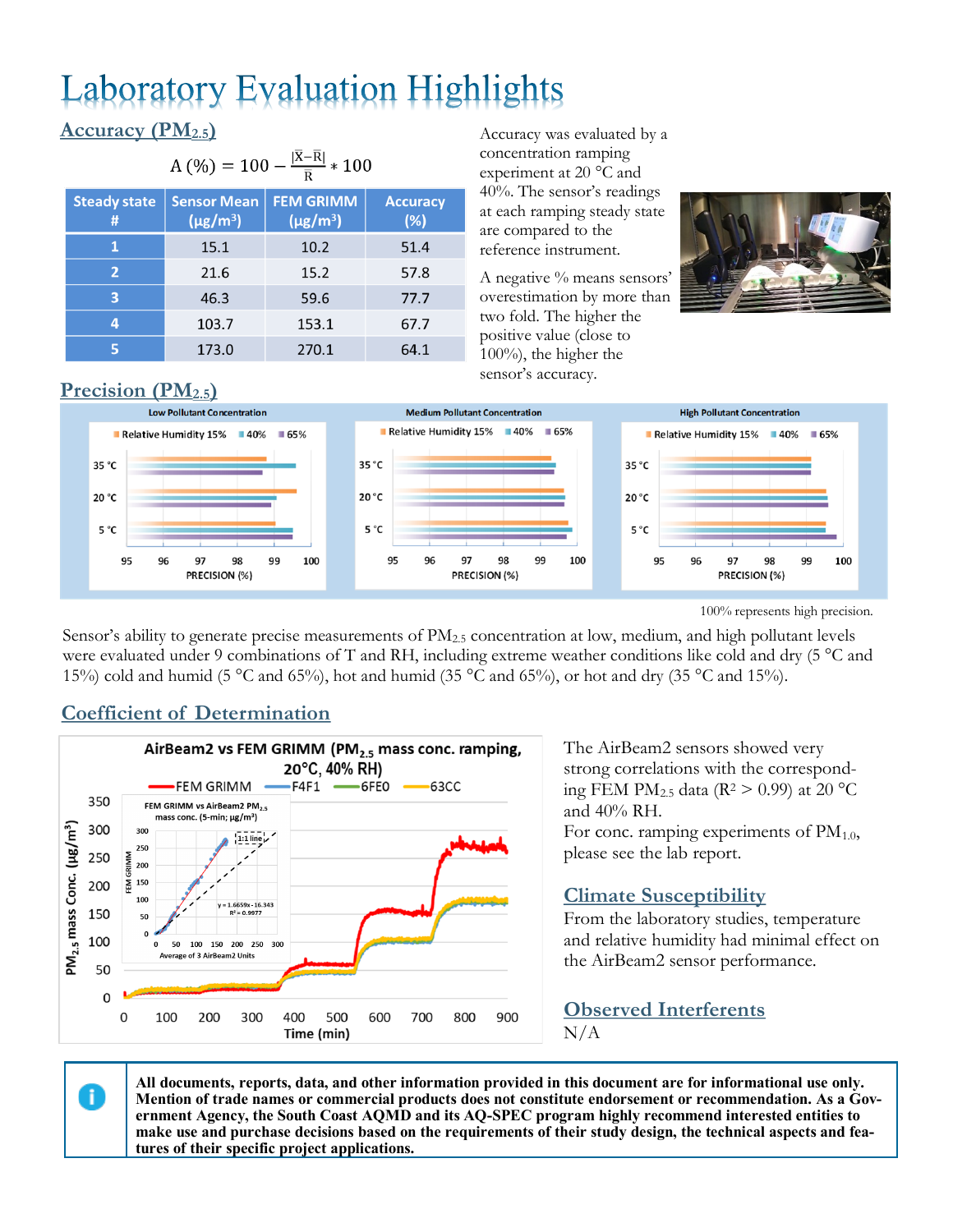# Laboratory Evaluation Highlights

## Accuracy ($PM_{2.5}$)

$$A\,(\%) = 100 - \frac{|\overline{X} - \overline{R}|}{\overline{R}} * 100$$

| Steady state # | Sensor Mean (µg/m³) | FEM GRIMM (µg/m³) | Accuracy (%) |
|---|---|---|---|
| 1 | 15.1 | 10.2 | 51.4 |
| 2 | 21.6 | 15.2 | 57.8 |
| 3 | 46.3 | 59.6 | 77.7 |
| 4 | 103.7 | 153.1 | 67.7 |
| 5 | 173.0 | 270.1 | 64.1 |

Accuracy was evaluated by a concentration ramping experiment at 20 °C and 40%. The sensor's readings at each ramping steady state are compared to the reference instrument.

A negative % means sensors' overestimation by more than two fold. The higher the positive value (close to 100%), the higher the sensor's accuracy.

## Precision ($PM_{2.5}$)

Low Pollutant Concentration
Relative Humidity 15% 40% 65%
35 °C
20 °C
5 °C
95 96 97 98 99 100
PRECISION (%)

Medium Pollutant Concentration
Relative Humidity 15% 40% 65%
35 °C
20 °C
5 °C
95 96 97 98 99 100
PRECISION (%)

High Pollutant Concentration
Relative Humidity 15% 40% 65%
35 °C
20 °C
5 °C
95 96 97 98 99 100
PRECISION (%)

100% represents high precision.

Sensor's ability to generate precise measurements of $PM_{2.5}$ concentration at low, medium, and high pollutant levels were evaluated under 9 combinations of T and RH, including extreme weather conditions like cold and dry (5 °C and 15%) cold and humid (5 °C and 65%), hot and humid (35 °C and 65%), or hot and dry (35 °C and 15%).

## Coefficient of Determination

AirBeam2 vs FEM GRIMM ($PM_{2.5}$ mass conc. ramping, 20°C, 40% RH)
FEM GRIMM F4F1 6FE0 63CC
$PM_{2.5}$ mass Conc. (µg/m³)
Time (min)

FEM GRIMM vs AirBeam2 $PM_{2.5}$ mass conc. (5-min; µg/m³)
1:1 line
y = 1.6659x - 16.343
$R^2 = 0.9977$
Average of 3 AirBeam2 Units

The AirBeam2 sensors showed very strong correlations with the corresponding FEM $PM_{2.5}$ data ($R^2 > 0.99$) at 20 °C and 40% RH.
For conc. ramping experiments of $PM_{1.0}$, please see the lab report.

## Climate Susceptibility

From the laboratory studies, temperature and relative humidity had minimal effect on the AirBeam2 sensor performance.

## Observed Interferents

N/A

**All documents, reports, data, and other information provided in this document are for informational use only. Mention of trade names or commercial products does not constitute endorsement or recommendation. As a Government Agency, the South Coast AQMD and its AQ-SPEC program highly recommend interested entities to make use and purchase decisions based on the requirements of their study design, the technical aspects and features of their specific project applications.**